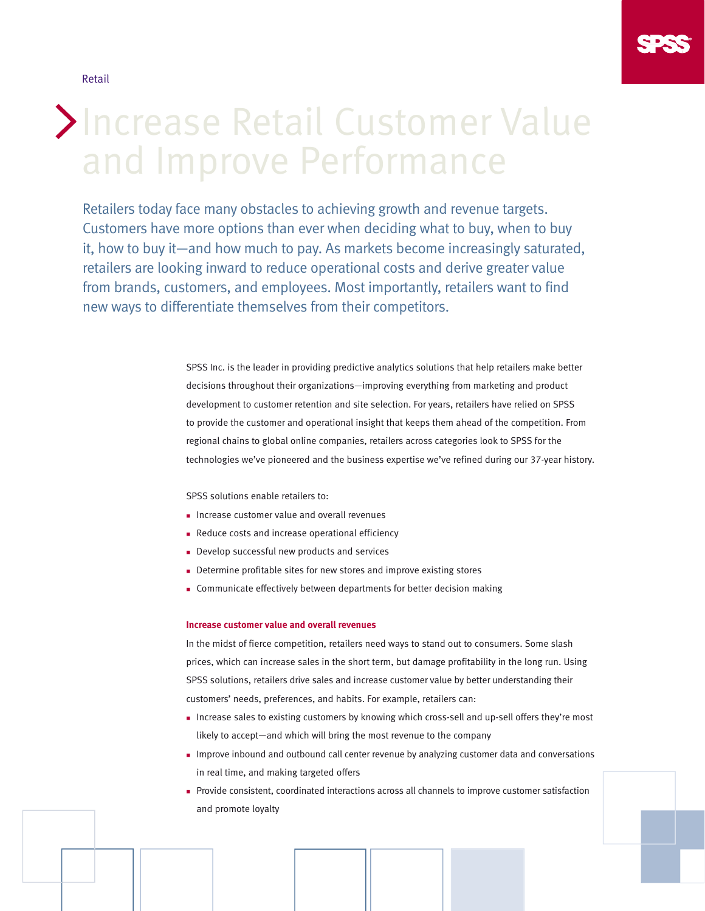Retail

# Increase Retail Customer Value and Improve Performance

Retailers today face many obstacles to achieving growth and revenue targets. Customers have more options than ever when deciding what to buy, when to buy it, how to buy it—and how much to pay. As markets become increasingly saturated, retailers are looking inward to reduce operational costs and derive greater value from brands, customers, and employees. Most importantly, retailers want to find new ways to differentiate themselves from their competitors.

SPSS Inc. is the leader in providing predictive analytics solutions that help retailers make better decisions throughout their organizations—improving everything from marketing and product development to customer retention and site selection. For years, retailers have relied on SPSS to provide the customer and operational insight that keeps them ahead of the competition. From regional chains to global online companies, retailers across categories look to SPSS for the technologies we've pioneered and the business expertise we've refined during our 37-year history.

SPSS solutions enable retailers to:

- Increase customer value and overall revenues
- Reduce costs and increase operational efficiency
- Develop successful new products and services
- Determine profitable sites for new stores and improve existing stores
- Communicate effectively between departments for better decision making

**Increase customer value and overall revenues**

In the midst of fierce competition, retailers need ways to stand out to consumers. Some slash prices, which can increase sales in the short term, but damage profitability in the long run. Using SPSS solutions, retailers drive sales and increase customer value by better understanding their customers' needs, preferences, and habits. For example, retailers can:

- Increase sales to existing customers by knowing which cross-sell and up-sell offers they're most likely to accept—and which will bring the most revenue to the company
- Improve inbound and outbound call center revenue by analyzing customer data and conversations in real time, and making targeted offers
- Provide consistent, coordinated interactions across all channels to improve customer satisfaction and promote loyalty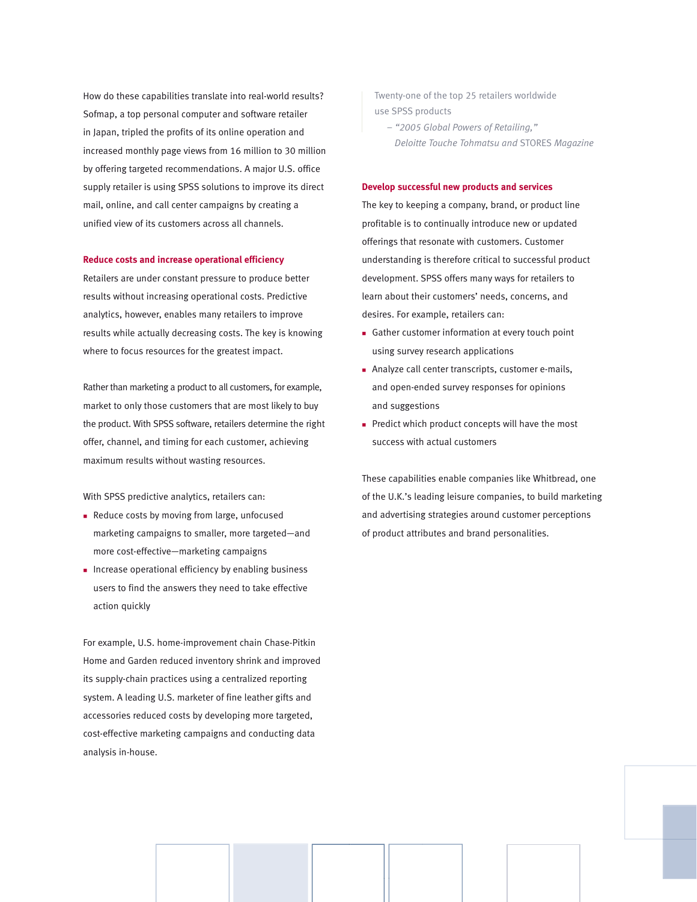How do these capabilities translate into real-world results? Sofmap, a top personal computer and software retailer in Japan, tripled the profits of its online operation and increased monthly page views from 16 million to 30 million by offering targeted recommendations. A major U.S. office supply retailer is using SPSS solutions to improve its direct mail, online, and call center campaigns by creating a unified view of its customers across all channels.

## Reduce costs and increase operational efficiency

Retailers are under constant pressure to produce better results without increasing operational costs. Predictive analytics, however, enables many retailers to improve results while actually decreasing costs. The key is knowing where to focus resources for the greatest impact.

Rather than marketing a product to all customers, for example, market to only those customers that are most likely to buy the product. With SPSS software, retailers determine the right offer, channel, and timing for each customer, achieving maximum results without wasting resources.

With SPSS predictive analytics, retailers can:

- Reduce costs by moving from large, unfocused marketing campaigns to smaller, more targeted—and more cost-effective—marketing campaigns
- Increase operational efficiency by enabling business users to find the answers they need to take effective action quickly

For example, U.S. home-improvement chain Chase-Pitkin Home and Garden reduced inventory shrink and improved its supply-chain practices using a centralized reporting system. A leading U.S. marketer of fine leather gifts and accessories reduced costs by developing more targeted, cost-effective marketing campaigns and conducting data analysis in-house.

> Twenty-one of the top 25 retailers worldwide use SPSS products
>
> – *"2005 Global Powers of Retailing," Deloitte Touche Tohmatsu and* STORES *Magazine*

## Develop successful new products and services

The key to keeping a company, brand, or product line profitable is to continually introduce new or updated offerings that resonate with customers. Customer understanding is therefore critical to successful product development. SPSS offers many ways for retailers to learn about their customers' needs, concerns, and desires. For example, retailers can:

- Gather customer information at every touch point using survey research applications
- Analyze call center transcripts, customer e-mails, and open-ended survey responses for opinions and suggestions
- Predict which product concepts will have the most success with actual customers

These capabilities enable companies like Whitbread, one of the U.K.'s leading leisure companies, to build marketing and advertising strategies around customer perceptions of product attributes and brand personalities.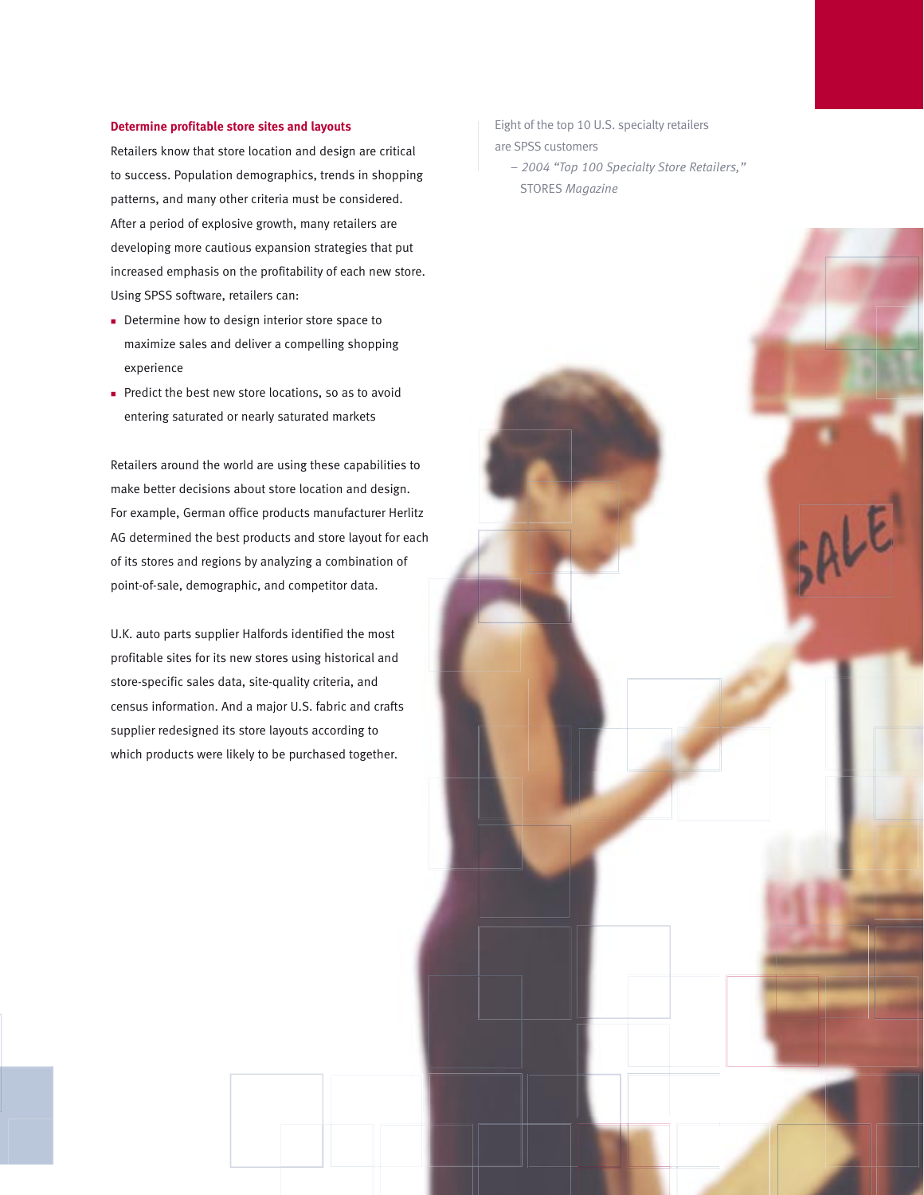### Determine profitable store sites and layouts

Retailers know that store location and design are critical to success. Population demographics, trends in shopping patterns, and many other criteria must be considered. After a period of explosive growth, many retailers are developing more cautious expansion strategies that put increased emphasis on the profitability of each new store. Using SPSS software, retailers can:

- Determine how to design interior store space to maximize sales and deliver a compelling shopping experience
- Predict the best new store locations, so as to avoid entering saturated or nearly saturated markets

Retailers around the world are using these capabilities to make better decisions about store location and design. For example, German office products manufacturer Herlitz AG determined the best products and store layout for each of its stores and regions by analyzing a combination of point-of-sale, demographic, and competitor data.

U.K. auto parts supplier Halfords identified the most profitable sites for its new stores using historical and store-specific sales data, site-quality criteria, and census information. And a major U.S. fabric and crafts supplier redesigned its store layouts according to which products were likely to be purchased together.

Eight of the top 10 U.S. specialty retailers are SPSS customers

*– 2004 “Top 100 Specialty Store Retailers,”* STORES *Magazine*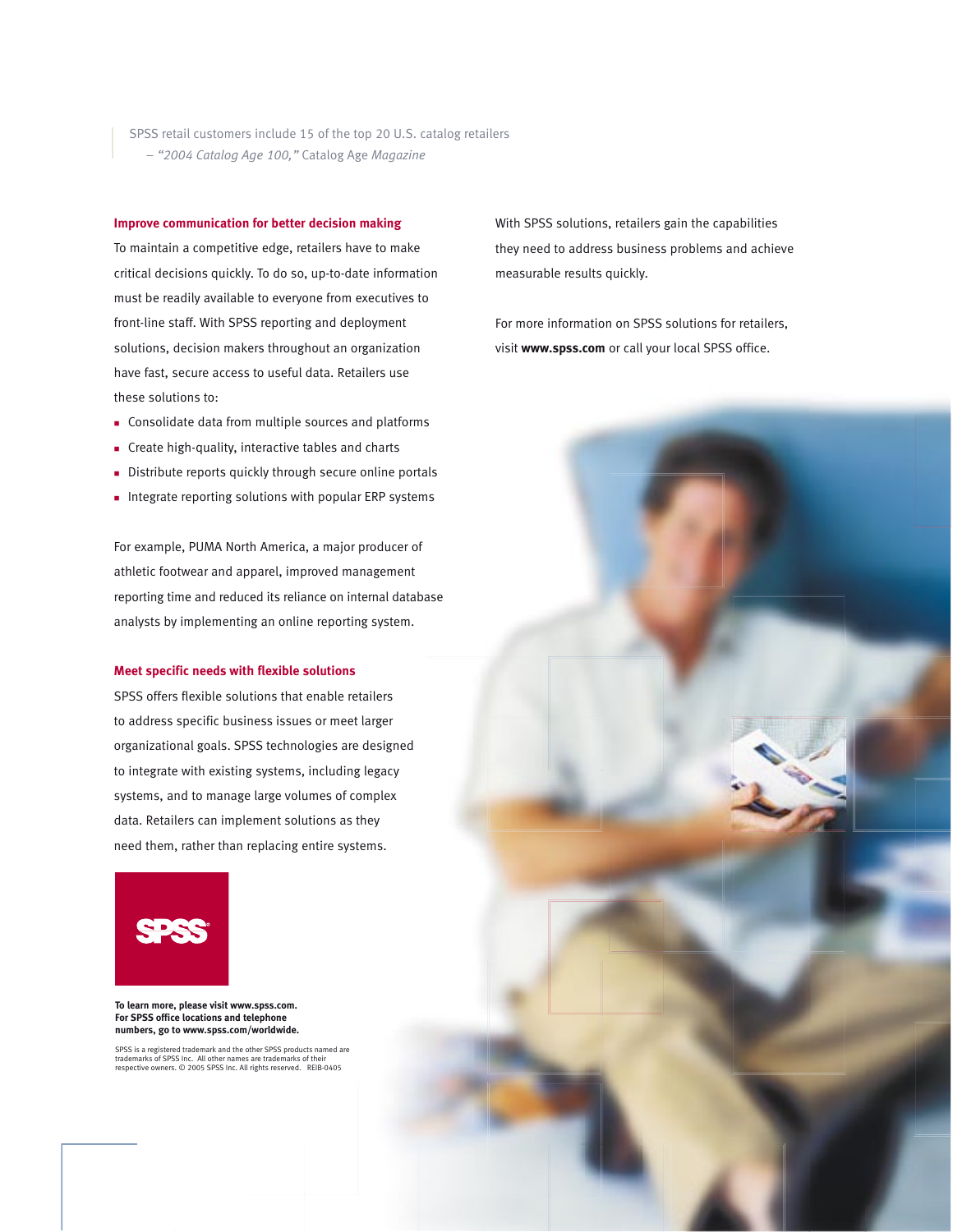SPSS retail customers include 15 of the top 20 U.S. catalog retailers
– *"2004 Catalog Age 100,"* Catalog Age *Magazine*

### Improve communication for better decision making

To maintain a competitive edge, retailers have to make critical decisions quickly. To do so, up-to-date information must be readily available to everyone from executives to front-line staff. With SPSS reporting and deployment solutions, decision makers throughout an organization have fast, secure access to useful data. Retailers use these solutions to:

- Consolidate data from multiple sources and platforms
- Create high-quality, interactive tables and charts
- Distribute reports quickly through secure online portals
- Integrate reporting solutions with popular ERP systems

For example, PUMA North America, a major producer of athletic footwear and apparel, improved management reporting time and reduced its reliance on internal database analysts by implementing an online reporting system.

### Meet specific needs with flexible solutions

SPSS offers flexible solutions that enable retailers to address specific business issues or meet larger organizational goals. SPSS technologies are designed to integrate with existing systems, including legacy systems, and to manage large volumes of complex data. Retailers can implement solutions as they need them, rather than replacing entire systems.

With SPSS solutions, retailers gain the capabilities they need to address business problems and achieve measurable results quickly.

For more information on SPSS solutions for retailers, visit **www.spss.com** or call your local SPSS office.

SPSS

**To learn more, please visit www.spss.com. For SPSS office locations and telephone numbers, go to www.spss.com/worldwide.**

SPSS is a registered trademark and the other SPSS products named are trademarks of SPSS Inc. All other names are trademarks of their respective owners. © 2005 SPSS Inc. All rights reserved. REIB-0405